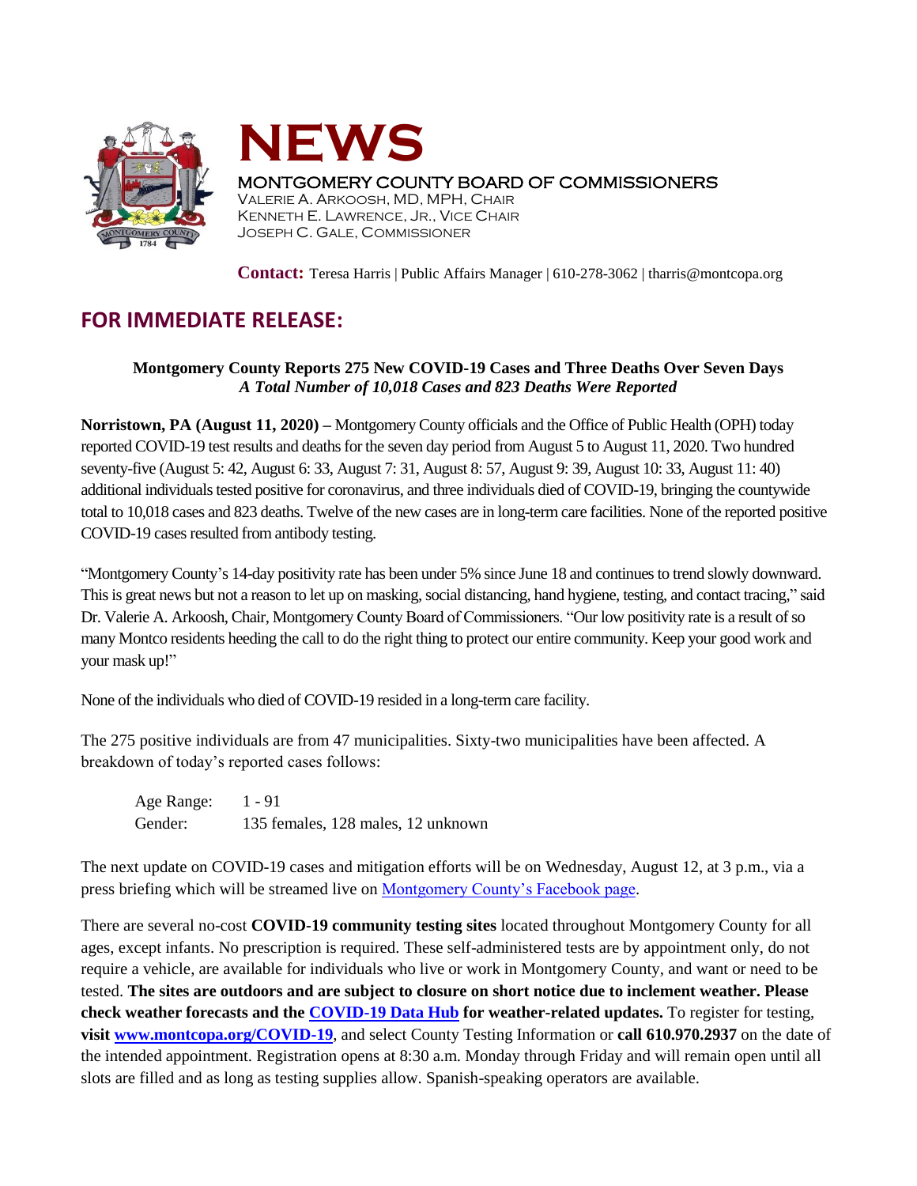# NEWS

**MONTGOMERY COUNTY BOARD OF COMMISSIONERS**
VALERIE A. ARKOOSH, MD, MPH, CHAIR
KENNETH E. LAWRENCE, JR., VICE CHAIR
JOSEPH C. GALE, COMMISSIONER

**Contact:** Teresa Harris | Public Affairs Manager | 610-278-3062 | tharris@montcopa.org

## FOR IMMEDIATE RELEASE:

**Montgomery County Reports 275 New COVID-19 Cases and Three Deaths Over Seven Days**
***A Total Number of 10,018 Cases and 823 Deaths Were Reported***

**Norristown, PA (August 11, 2020) –** Montgomery County officials and the Office of Public Health (OPH) today reported COVID-19 test results and deaths for the seven day period from August 5 to August 11, 2020. Two hundred seventy-five (August 5: 42, August 6: 33, August 7: 31, August 8: 57, August 9: 39, August 10: 33, August 11: 40) additional individuals tested positive for coronavirus, and three individuals died of COVID-19, bringing the countywide total to 10,018 cases and 823 deaths. Twelve of the new cases are in long-term care facilities. None of the reported positive COVID-19 cases resulted from antibody testing.

"Montgomery County's 14-day positivity rate has been under 5% since June 18 and continues to trend slowly downward. This is great news but not a reason to let up on masking, social distancing, hand hygiene, testing, and contact tracing," said Dr. Valerie A. Arkoosh, Chair, Montgomery County Board of Commissioners. "Our low positivity rate is a result of so many Montco residents heeding the call to do the right thing to protect our entire community. Keep your good work and your mask up!"

None of the individuals who died of COVID-19 resided in a long-term care facility.

The 275 positive individuals are from 47 municipalities. Sixty-two municipalities have been affected. A breakdown of today's reported cases follows:

Age Range: 1 - 91
Gender: 135 females, 128 males, 12 unknown

The next update on COVID-19 cases and mitigation efforts will be on Wednesday, August 12, at 3 p.m., via a press briefing which will be streamed live on [Montgomery County's Facebook page](Montgomery County's Facebook page).

There are several no-cost **COVID-19 community testing sites** located throughout Montgomery County for all ages, except infants. No prescription is required. These self-administered tests are by appointment only, do not require a vehicle, are available for individuals who live or work in Montgomery County, and want or need to be tested. **The sites are outdoors and are subject to closure on short notice due to inclement weather. Please check weather forecasts and the COVID-19 Data Hub for weather-related updates.** To register for testing, **visit www.montcopa.org/COVID-19**, and select County Testing Information or **call 610.970.2937** on the date of the intended appointment. Registration opens at 8:30 a.m. Monday through Friday and will remain open until all slots are filled and as long as testing supplies allow. Spanish-speaking operators are available.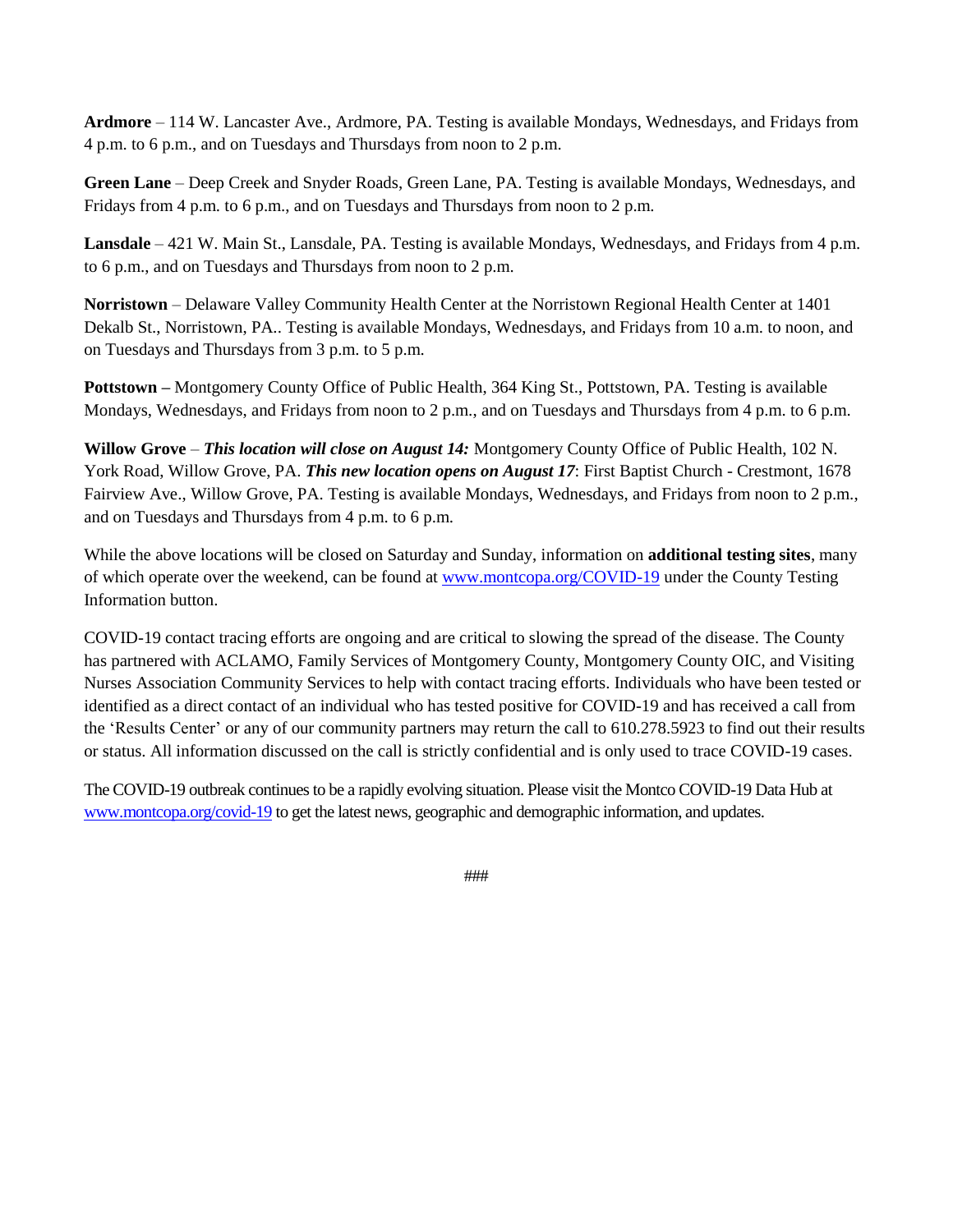**Ardmore** – 114 W. Lancaster Ave., Ardmore, PA. Testing is available Mondays, Wednesdays, and Fridays from 4 p.m. to 6 p.m., and on Tuesdays and Thursdays from noon to 2 p.m.

**Green Lane** – Deep Creek and Snyder Roads, Green Lane, PA. Testing is available Mondays, Wednesdays, and Fridays from 4 p.m. to 6 p.m., and on Tuesdays and Thursdays from noon to 2 p.m.

**Lansdale** – 421 W. Main St., Lansdale, PA. Testing is available Mondays, Wednesdays, and Fridays from 4 p.m. to 6 p.m., and on Tuesdays and Thursdays from noon to 2 p.m.

**Norristown** – Delaware Valley Community Health Center at the Norristown Regional Health Center at 1401 Dekalb St., Norristown, PA.. Testing is available Mondays, Wednesdays, and Fridays from 10 a.m. to noon, and on Tuesdays and Thursdays from 3 p.m. to 5 p.m.

**Pottstown –** Montgomery County Office of Public Health, 364 King St., Pottstown, PA. Testing is available Mondays, Wednesdays, and Fridays from noon to 2 p.m., and on Tuesdays and Thursdays from 4 p.m. to 6 p.m.

**Willow Grove** – ***This location will close on August 14:*** Montgomery County Office of Public Health, 102 N. York Road, Willow Grove, PA. ***This new location opens on August 17***: First Baptist Church - Crestmont, 1678 Fairview Ave., Willow Grove, PA. Testing is available Mondays, Wednesdays, and Fridays from noon to 2 p.m., and on Tuesdays and Thursdays from 4 p.m. to 6 p.m.

While the above locations will be closed on Saturday and Sunday, information on **additional testing sites**, many of which operate over the weekend, can be found at [www.montcopa.org/COVID-19](http://www.montcopa.org/COVID-19) under the County Testing Information button.

COVID-19 contact tracing efforts are ongoing and are critical to slowing the spread of the disease. The County has partnered with ACLAMO, Family Services of Montgomery County, Montgomery County OIC, and Visiting Nurses Association Community Services to help with contact tracing efforts. Individuals who have been tested or identified as a direct contact of an individual who has tested positive for COVID-19 and has received a call from the 'Results Center' or any of our community partners may return the call to 610.278.5923 to find out their results or status. All information discussed on the call is strictly confidential and is only used to trace COVID-19 cases.

The COVID-19 outbreak continues to be a rapidly evolving situation. Please visit the Montco COVID-19 Data Hub at [www.montcopa.org/covid-19](http://www.montcopa.org/covid-19) to get the latest news, geographic and demographic information, and updates.

###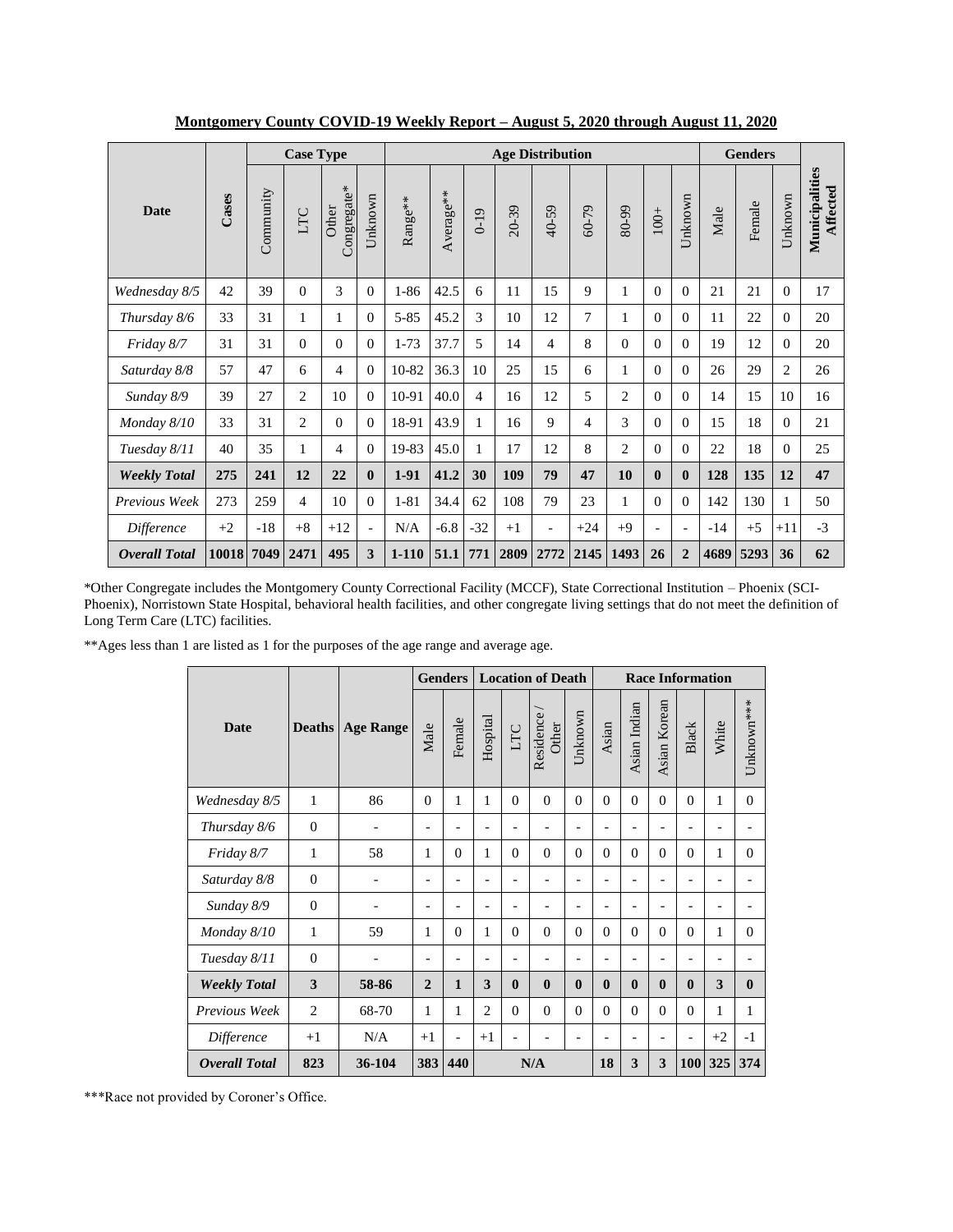## Montgomery County COVID-19 Weekly Report – August 5, 2020 through August 11, 2020

| Date | Cases | Case Type | | | | Age Distribution | | | | | | | | | Genders | | | Municipalities Affected |
|---|---|---|---|---|---|---|---|---|---|---|---|---|---|---|---|---|---|---|
| | | Community | LTC | Other Congregate* | Unknown | Range** | Average** | 0-19 | 20-39 | 40-59 | 60-79 | 80-99 | 100+ | Unknown | Male | Female | Unknown | |
| *Wednesday 8/5* | 42 | 39 | 0 | 3 | 0 | 1-86 | 42.5 | 6 | 11 | 15 | 9 | 1 | 0 | 0 | 21 | 21 | 0 | 17 |
| *Thursday 8/6* | 33 | 31 | 1 | 1 | 0 | 5-85 | 45.2 | 3 | 10 | 12 | 7 | 1 | 0 | 0 | 11 | 22 | 0 | 20 |
| *Friday 8/7* | 31 | 31 | 0 | 0 | 0 | 1-73 | 37.7 | 5 | 14 | 4 | 8 | 0 | 0 | 0 | 19 | 12 | 0 | 20 |
| *Saturday 8/8* | 57 | 47 | 6 | 4 | 0 | 10-82 | 36.3 | 10 | 25 | 15 | 6 | 1 | 0 | 0 | 26 | 29 | 2 | 26 |
| *Sunday 8/9* | 39 | 27 | 2 | 10 | 0 | 10-91 | 40.0 | 4 | 16 | 12 | 5 | 2 | 0 | 0 | 14 | 15 | 10 | 16 |
| *Monday 8/10* | 33 | 31 | 2 | 0 | 0 | 18-91 | 43.9 | 1 | 16 | 9 | 4 | 3 | 0 | 0 | 15 | 18 | 0 | 21 |
| *Tuesday 8/11* | 40 | 35 | 1 | 4 | 0 | 19-83 | 45.0 | 1 | 17 | 12 | 8 | 2 | 0 | 0 | 22 | 18 | 0 | 25 |
| ***Weekly Total*** | **275** | **241** | **12** | **22** | **0** | **1-91** | **41.2** | **30** | **109** | **79** | **47** | **10** | **0** | **0** | **128** | **135** | **12** | **47** |
| *Previous Week* | 273 | 259 | 4 | 10 | 0 | 1-81 | 34.4 | 62 | 108 | 79 | 23 | 1 | 0 | 0 | 142 | 130 | 1 | 50 |
| *Difference* | +2 | -18 | +8 | +12 | - | N/A | -6.8 | -32 | +1 | - | +24 | +9 | - | - | -14 | +5 | +11 | -3 |
| ***Overall Total*** | **10018** | **7049** | **2471** | **495** | **3** | **1-110** | **51.1** | **771** | **2809** | **2772** | **2145** | **1493** | **26** | **2** | **4689** | **5293** | **36** | **62** |

*Other Congregate includes the Montgomery County Correctional Facility (MCCF), State Correctional Institution – Phoenix (SCI-Phoenix), Norristown State Hospital, behavioral health facilities, and other congregate living settings that do not meet the definition of Long Term Care (LTC) facilities.

**Ages less than 1 are listed as 1 for the purposes of the age range and average age.

| Date | Deaths | Age Range | Genders | | Location of Death | | | | Race Information | | | | | |
|---|---|---|---|---|---|---|---|---|---|---|---|---|---|---|
| | | | Male | Female | Hospital | LTC | Residence / Other | Unknown | Asian | Asian Indian | Asian Korean | Black | White | Unknown*** |
| *Wednesday 8/5* | 1 | 86 | 0 | 1 | 1 | 0 | 0 | 0 | 0 | 0 | 0 | 0 | 1 | 0 |
| *Thursday 8/6* | 0 | - | - | - | - | - | - | - | - | - | - | - | - | - |
| *Friday 8/7* | 1 | 58 | 1 | 0 | 1 | 0 | 0 | 0 | 0 | 0 | 0 | 0 | 1 | 0 |
| *Saturday 8/8* | 0 | - | - | - | - | - | - | - | - | - | - | - | - | - |
| *Sunday 8/9* | 0 | - | - | - | - | - | - | - | - | - | - | - | - | - |
| *Monday 8/10* | 1 | 59 | 1 | 0 | 1 | 0 | 0 | 0 | 0 | 0 | 0 | 0 | 1 | 0 |
| *Tuesday 8/11* | 0 | - | - | - | - | - | - | - | - | - | - | - | - | - |
| ***Weekly Total*** | **3** | **58-86** | **2** | **1** | **3** | **0** | **0** | **0** | **0** | **0** | **0** | **0** | **3** | **0** |
| *Previous Week* | 2 | 68-70 | 1 | 1 | 2 | 0 | 0 | 0 | 0 | 0 | 0 | 0 | 1 | 1 |
| *Difference* | +1 | N/A | +1 | - | +1 | - | - | - | - | - | - | - | +2 | -1 |
| ***Overall Total*** | **823** | **36-104** | **383** | **440** | **N/A** | | | | **18** | **3** | **3** | **100** | **325** | **374** |

***Race not provided by Coroner's Office.